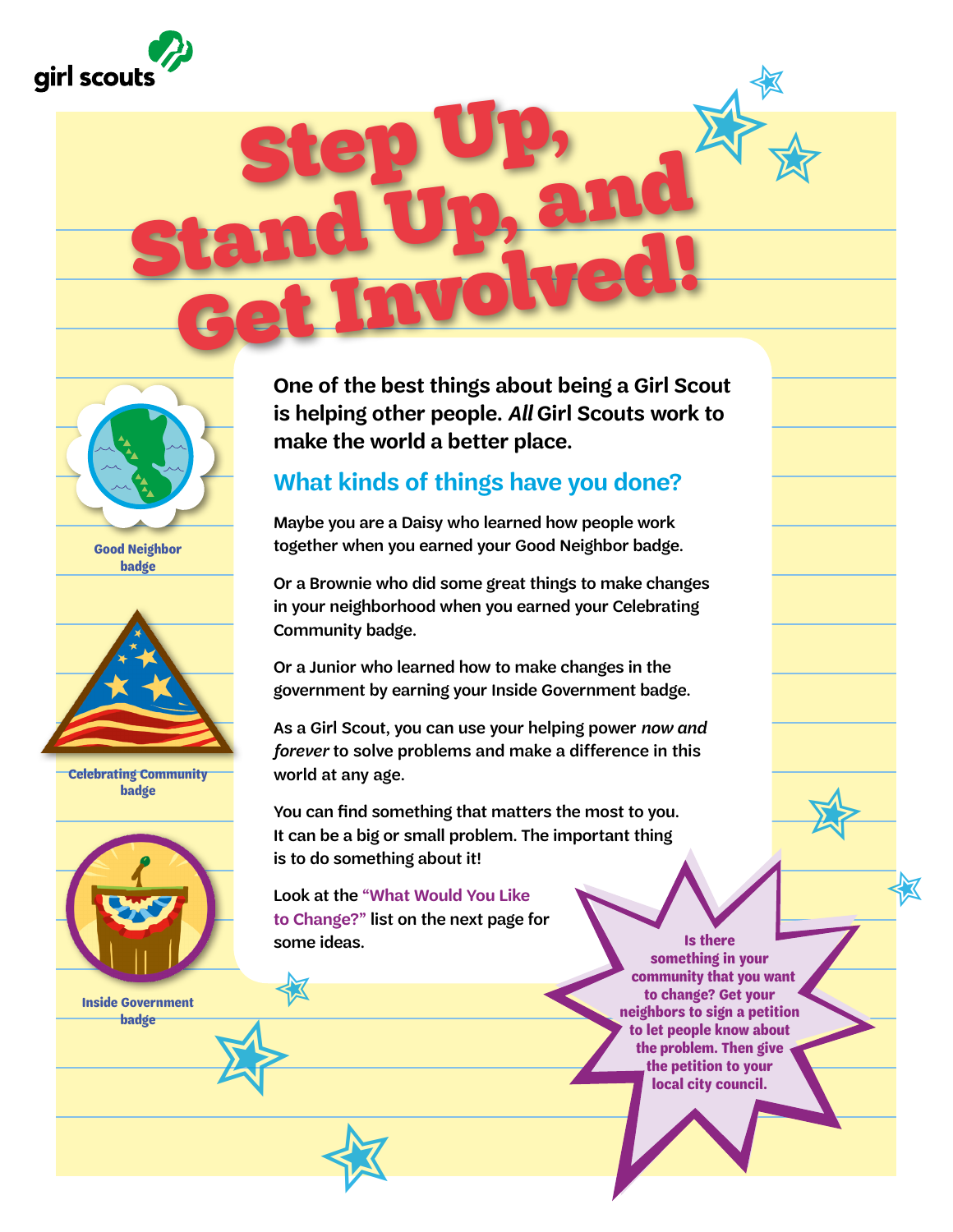girl scouts

# Step Up, Stand Up, and Get Involved!

**One of the best things about being a Girl Scout is helping other people. *All* Girl Scouts work to make the world a better place.**

## What kinds of things have you done?

Maybe you are a Daisy who learned how people work together when you earned your Good Neighbor badge.

Or a Brownie who did some great things to make changes in your neighborhood when you earned your Celebrating Community badge.

Or a Junior who learned how to make changes in the government by earning your Inside Government badge.

As a Girl Scout, you can use your helping power *now and forever* to solve problems and make a difference in this world at any age.

You can find something that matters the most to you. It can be a big or small problem. The important thing is to do something about it!

Look at the **"What Would You Like to Change?"** list on the next page for some ideas.

Good Neighbor badge

Celebrating Community badge

Inside Government badge

**Is there something in your community that you want to change? Get your neighbors to sign a petition to let people know about the problem. Then give the petition to your local city council.**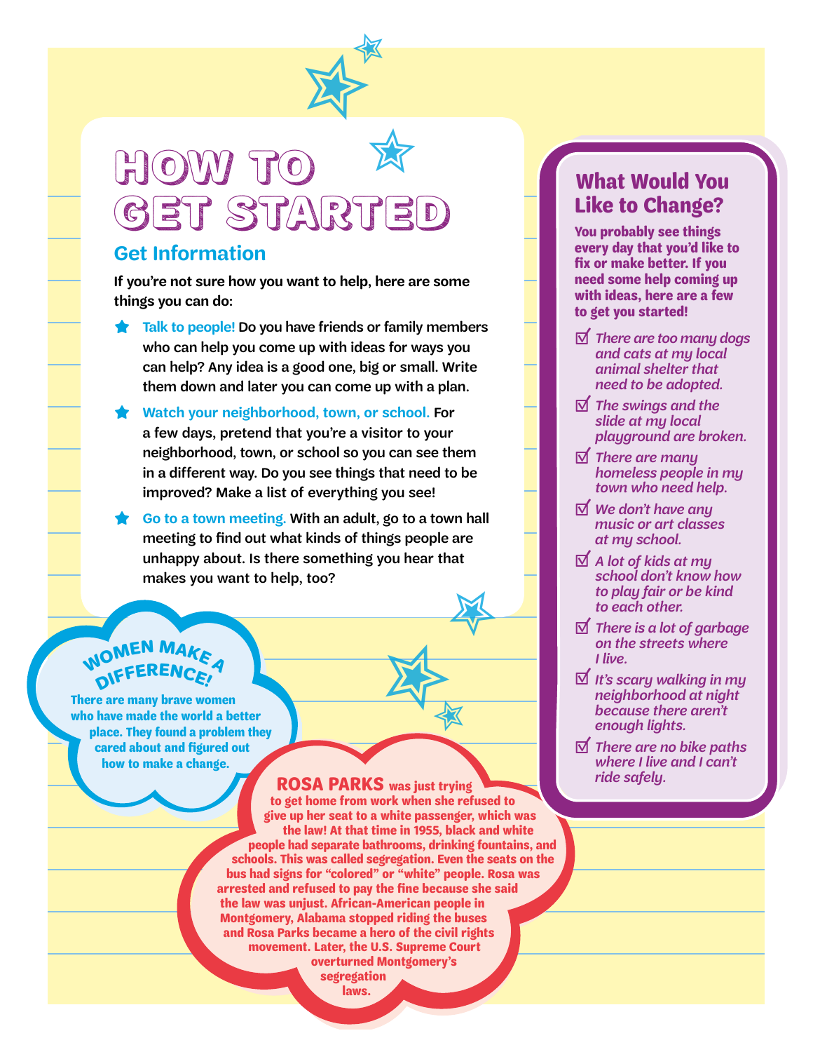# HOW TO GET STARTED

## Get Information

If you're not sure how you want to help, here are some things you can do:

- **Talk to people!** Do you have friends or family members who can help you come up with ideas for ways you can help? Any idea is a good one, big or small. Write them down and later you can come up with a plan.
- **Watch your neighborhood, town, or school.** For a few days, pretend that you're a visitor to your neighborhood, town, or school so you can see them in a different way. Do you see things that need to be improved? Make a list of everything you see!
- **Go to a town meeting.** With an adult, go to a town hall meeting to find out what kinds of things people are unhappy about. Is there something you hear that makes you want to help, too?

## What Would You Like to Change?

**You probably see things every day that you'd like to fix or make better. If you need some help coming up with ideas, here are a few to get you started!**

- ☑ *There are too many dogs and cats at my local animal shelter that need to be adopted.*
- ☑ *The swings and the slide at my local playground are broken.*
- ☑ *There are many homeless people in my town who need help.*
- ☑ *We don't have any music or art classes at my school.*
- ☑ *A lot of kids at my school don't know how to play fair or be kind to each other.*
- ☑ *There is a lot of garbage on the streets where I live.*
- ☑ *It's scary walking in my neighborhood at night because there aren't enough lights.*
- ☑ *There are no bike paths where I live and I can't ride safely.*

## WOMEN MAKE A DIFFERENCE!

**There are many brave women who have made the world a better place. They found a problem they cared about and figured out how to make a change.**

**ROSA PARKS** was just trying to get home from work when she refused to give up her seat to a white passenger, which was the law! At that time in 1955, black and white people had separate bathrooms, drinking fountains, and schools. This was called segregation. Even the seats on the bus had signs for "colored" or "white" people. Rosa was arrested and refused to pay the fine because she said the law was unjust. African-American people in Montgomery, Alabama stopped riding the buses and Rosa Parks became a hero of the civil rights movement. Later, the U.S. Supreme Court overturned Montgomery's segregation laws.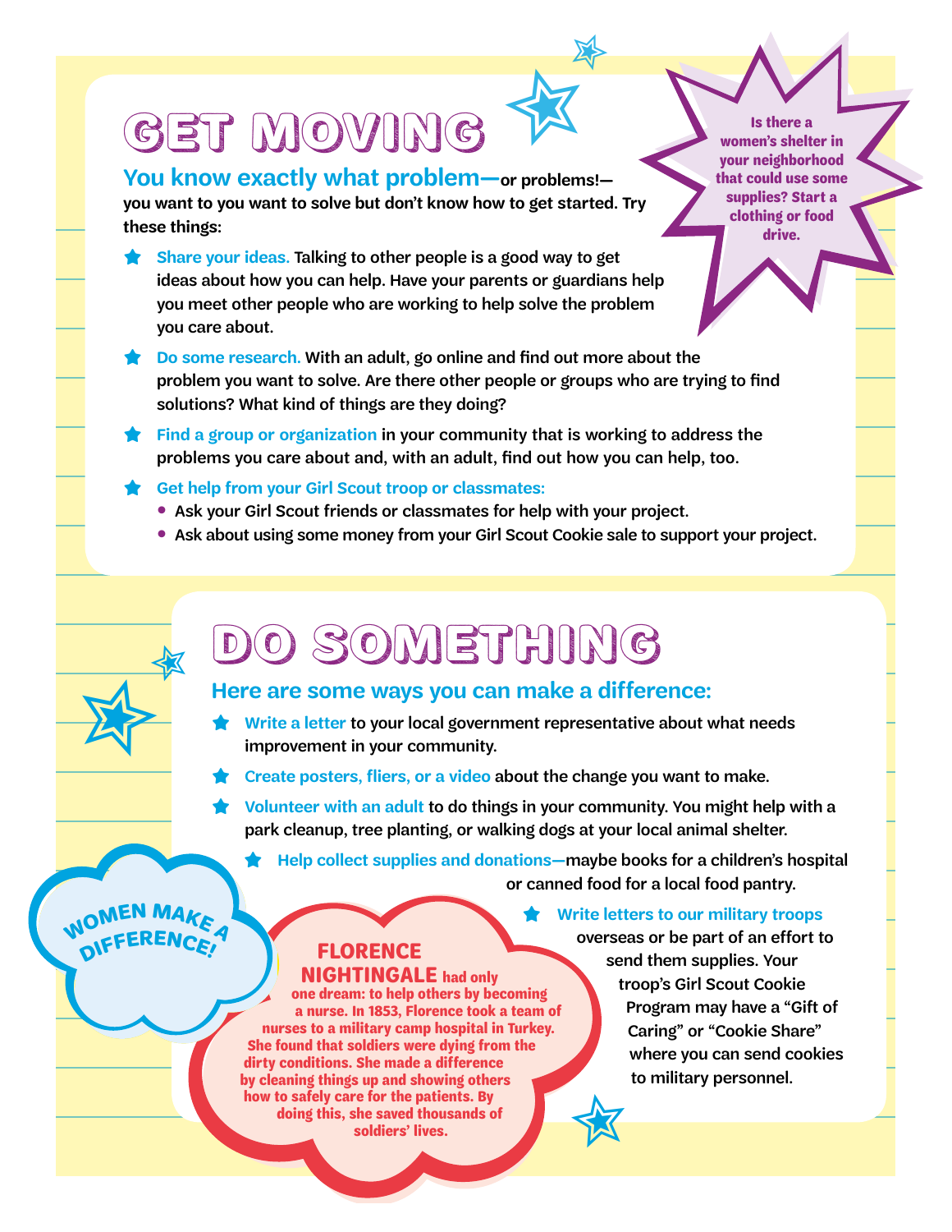# GET MOVING

**You know exactly what problem—or problems!— you want to you want to solve but don't know how to get started. Try these things:**

- **Share your ideas.** Talking to other people is a good way to get ideas about how you can help. Have your parents or guardians help you meet other people who are working to help solve the problem you care about.
- **Do some research.** With an adult, go online and find out more about the problem you want to solve. Are there other people or groups who are trying to find solutions? What kind of things are they doing?
- **Find a group or organization** in your community that is working to address the problems you care about and, with an adult, find out how you can help, too.
- **Get help from your Girl Scout troop or classmates:**
  - Ask your Girl Scout friends or classmates for help with your project.
  - Ask about using some money from your Girl Scout Cookie sale to support your project.

**Is there a women's shelter in your neighborhood that could use some supplies? Start a clothing or food drive.**

# DO SOMETHING

## Here are some ways you can make a difference:

- **Write a letter** to your local government representative about what needs improvement in your community.
- **Create posters, fliers, or a video** about the change you want to make.
- **Volunteer with an adult** to do things in your community. You might help with a park cleanup, tree planting, or walking dogs at your local animal shelter.
- **Help collect supplies and donations**—maybe books for a children's hospital or canned food for a local food pantry.
- **Write letters to our military troops** overseas or be part of an effort to send them supplies. Your troop's Girl Scout Cookie Program may have a "Gift of Caring" or "Cookie Share" where you can send cookies to military personnel.

**WOMEN MAKE A DIFFERENCE!**

**FLORENCE NIGHTINGALE had only one dream: to help others by becoming a nurse. In 1853, Florence took a team of nurses to a military camp hospital in Turkey. She found that soldiers were dying from the dirty conditions. She made a difference by cleaning things up and showing others how to safely care for the patients. By doing this, she saved thousands of soldiers' lives.**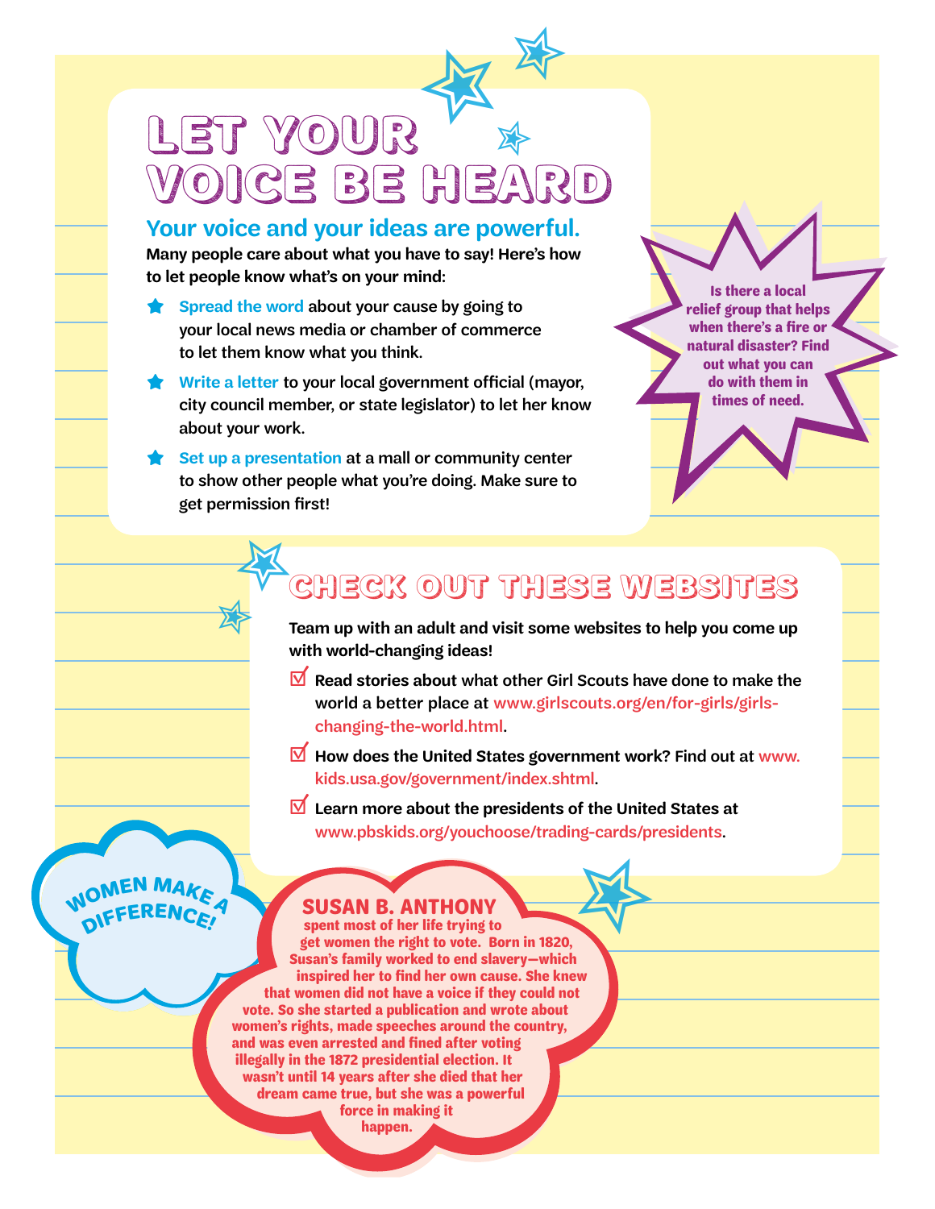# LET YOUR VOICE BE HEARD

## Your voice and your ideas are powerful.

**Many people care about what you have to say! Here's how to let people know what's on your mind:**

- **Spread the word** about your cause by going to your local news media or chamber of commerce to let them know what you think.
- **Write a letter** to your local government official (mayor, city council member, or state legislator) to let her know about your work.
- **Set up a presentation** at a mall or community center to show other people what you're doing. Make sure to get permission first!

**Is there a local relief group that helps when there's a fire or natural disaster? Find out what you can do with them in times of need.**

## CHECK OUT THESE WEBSITES

**Team up with an adult and visit some websites to help you come up with world-changing ideas!**

- ☑ Read stories about what other Girl Scouts have done to make the world a better place at www.girlscouts.org/en/for-girls/girls-changing-the-world.html.
- ☑ How does the United States government work? Find out at www.kids.usa.gov/government/index.shtml.
- ☑ Learn more about the presidents of the United States at www.pbskids.org/youchoose/trading-cards/presidents.

**WOMEN MAKE A DIFFERENCE!**

**SUSAN B. ANTHONY** spent most of her life trying to get women the right to vote. Born in 1820, Susan's family worked to end slavery—which inspired her to find her own cause. She knew that women did not have a voice if they could not vote. So she started a publication and wrote about women's rights, made speeches around the country, and was even arrested and fined after voting illegally in the 1872 presidential election. It wasn't until 14 years after she died that her dream came true, but she was a powerful force in making it happen.